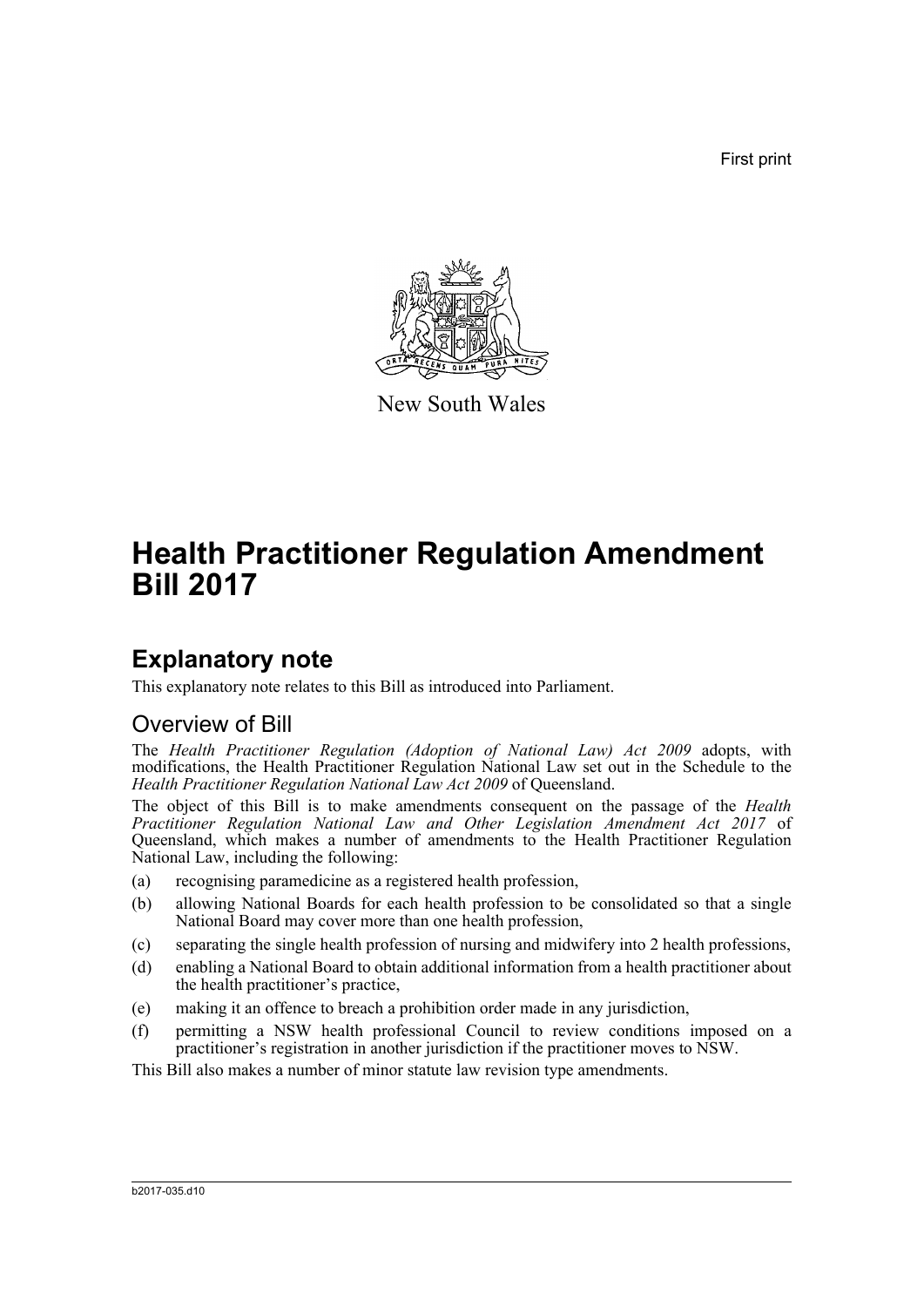First print

New South Wales

# Health Practitioner Regulation Amendment Bill 2017

## Explanatory note

This explanatory note relates to this Bill as introduced into Parliament.

### Overview of Bill

The *Health Practitioner Regulation (Adoption of National Law) Act 2009* adopts, with modifications, the Health Practitioner Regulation National Law set out in the Schedule to the *Health Practitioner Regulation National Law Act 2009* of Queensland.

The object of this Bill is to make amendments consequent on the passage of the *Health Practitioner Regulation National Law and Other Legislation Amendment Act 2017* of Queensland, which makes a number of amendments to the Health Practitioner Regulation National Law, including the following:

(a) recognising paramedicine as a registered health profession,

(b) allowing National Boards for each health profession to be consolidated so that a single National Board may cover more than one health profession,

(c) separating the single health profession of nursing and midwifery into 2 health professions,

(d) enabling a National Board to obtain additional information from a health practitioner about the health practitioner's practice,

(e) making it an offence to breach a prohibition order made in any jurisdiction,

(f) permitting a NSW health professional Council to review conditions imposed on a practitioner's registration in another jurisdiction if the practitioner moves to NSW.

This Bill also makes a number of minor statute law revision type amendments.

b2017-035.d10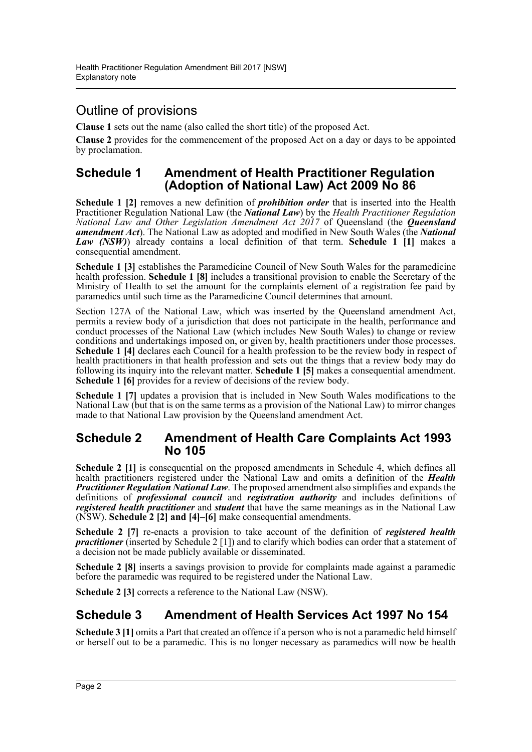## Outline of provisions

**Clause 1** sets out the name (also called the short title) of the proposed Act.

**Clause 2** provides for the commencement of the proposed Act on a day or days to be appointed by proclamation.

## Schedule 1 Amendment of Health Practitioner Regulation (Adoption of National Law) Act 2009 No 86

**Schedule 1 [2]** removes a new definition of ***prohibition order*** that is inserted into the Health Practitioner Regulation National Law (the ***National Law***) by the *Health Practitioner Regulation National Law and Other Legislation Amendment Act 2017* of Queensland (the ***Queensland amendment Act***). The National Law as adopted and modified in New South Wales (the ***National Law (NSW)***) already contains a local definition of that term. **Schedule 1 [1]** makes a consequential amendment.

**Schedule 1 [3]** establishes the Paramedicine Council of New South Wales for the paramedicine health profession. **Schedule 1 [8]** includes a transitional provision to enable the Secretary of the Ministry of Health to set the amount for the complaints element of a registration fee paid by paramedics until such time as the Paramedicine Council determines that amount.

Section 127A of the National Law, which was inserted by the Queensland amendment Act, permits a review body of a jurisdiction that does not participate in the health, performance and conduct processes of the National Law (which includes New South Wales) to change or review conditions and undertakings imposed on, or given by, health practitioners under those processes. **Schedule 1 [4]** declares each Council for a health profession to be the review body in respect of health practitioners in that health profession and sets out the things that a review body may do following its inquiry into the relevant matter. **Schedule 1 [5]** makes a consequential amendment. **Schedule 1 [6]** provides for a review of decisions of the review body.

**Schedule 1 [7]** updates a provision that is included in New South Wales modifications to the National Law (but that is on the same terms as a provision of the National Law) to mirror changes made to that National Law provision by the Queensland amendment Act.

## Schedule 2 Amendment of Health Care Complaints Act 1993 No 105

**Schedule 2 [1]** is consequential on the proposed amendments in Schedule 4, which defines all health practitioners registered under the National Law and omits a definition of the ***Health Practitioner Regulation National Law***. The proposed amendment also simplifies and expands the definitions of ***professional council*** and ***registration authority*** and includes definitions of ***registered health practitioner*** and ***student*** that have the same meanings as in the National Law (NSW). **Schedule 2 [2] and [4]–[6]** make consequential amendments.

**Schedule 2 [7]** re-enacts a provision to take account of the definition of ***registered health practitioner*** (inserted by Schedule 2 [1]) and to clarify which bodies can order that a statement of a decision not be made publicly available or disseminated.

**Schedule 2 [8]** inserts a savings provision to provide for complaints made against a paramedic before the paramedic was required to be registered under the National Law.

**Schedule 2 [3]** corrects a reference to the National Law (NSW).

## Schedule 3 Amendment of Health Services Act 1997 No 154

**Schedule 3 [1]** omits a Part that created an offence if a person who is not a paramedic held himself or herself out to be a paramedic. This is no longer necessary as paramedics will now be health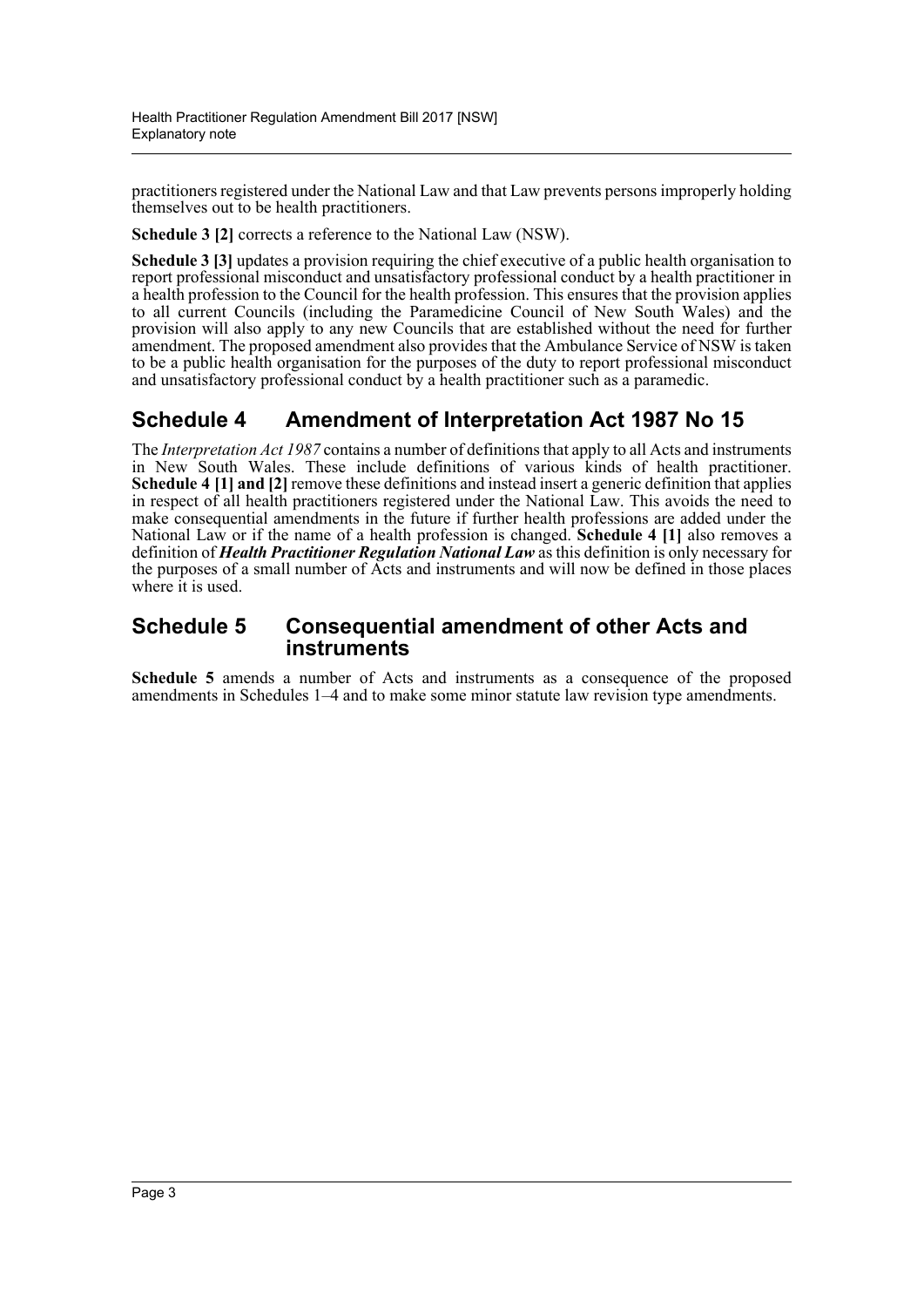practitioners registered under the National Law and that Law prevents persons improperly holding themselves out to be health practitioners.

**Schedule 3 [2]** corrects a reference to the National Law (NSW).

**Schedule 3 [3]** updates a provision requiring the chief executive of a public health organisation to report professional misconduct and unsatisfactory professional conduct by a health practitioner in a health profession to the Council for the health profession. This ensures that the provision applies to all current Councils (including the Paramedicine Council of New South Wales) and the provision will also apply to any new Councils that are established without the need for further amendment. The proposed amendment also provides that the Ambulance Service of NSW is taken to be a public health organisation for the purposes of the duty to report professional misconduct and unsatisfactory professional conduct by a health practitioner such as a paramedic.

## Schedule 4 Amendment of Interpretation Act 1987 No 15

The *Interpretation Act 1987* contains a number of definitions that apply to all Acts and instruments in New South Wales. These include definitions of various kinds of health practitioner. **Schedule 4 [1] and [2]** remove these definitions and instead insert a generic definition that applies in respect of all health practitioners registered under the National Law. This avoids the need to make consequential amendments in the future if further health professions are added under the National Law or if the name of a health profession is changed. **Schedule 4 [1]** also removes a definition of ***Health Practitioner Regulation National Law*** as this definition is only necessary for the purposes of a small number of Acts and instruments and will now be defined in those places where it is used.

## Schedule 5 Consequential amendment of other Acts and instruments

**Schedule 5** amends a number of Acts and instruments as a consequence of the proposed amendments in Schedules 1–4 and to make some minor statute law revision type amendments.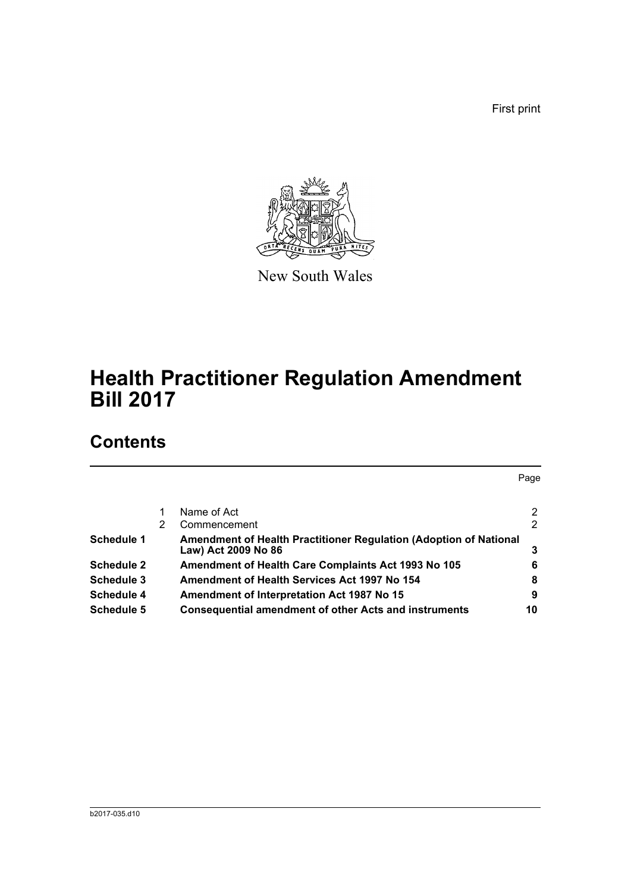First print

New South Wales

# Health Practitioner Regulation Amendment Bill 2017

## Contents

| | | | Page |
|---|---|---|---|
| | 1 | Name of Act | 2 |
| | 2 | Commencement | 2 |
| **Schedule 1** | | **Amendment of Health Practitioner Regulation (Adoption of National Law) Act 2009 No 86** | **3** |
| **Schedule 2** | | **Amendment of Health Care Complaints Act 1993 No 105** | **6** |
| **Schedule 3** | | **Amendment of Health Services Act 1997 No 154** | **8** |
| **Schedule 4** | | **Amendment of Interpretation Act 1987 No 15** | **9** |
| **Schedule 5** | | **Consequential amendment of other Acts and instruments** | **10** |

b2017-035.d10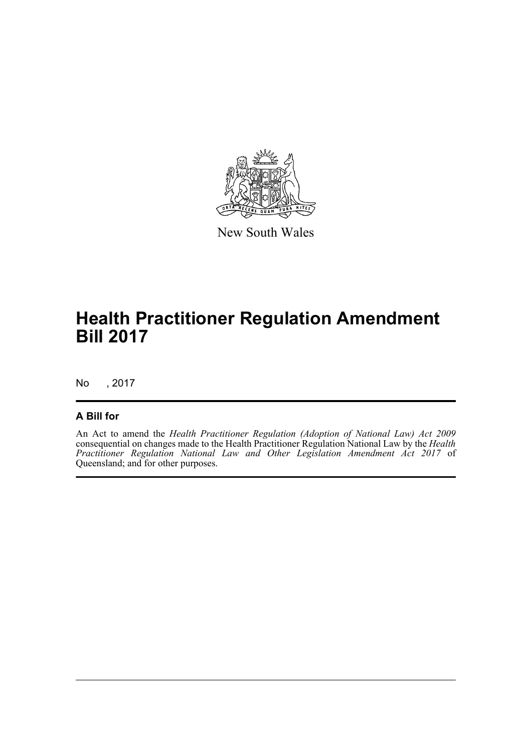New South Wales

# Health Practitioner Regulation Amendment Bill 2017

No , 2017

## A Bill for

An Act to amend the *Health Practitioner Regulation (Adoption of National Law) Act 2009* consequential on changes made to the Health Practitioner Regulation National Law by the *Health Practitioner Regulation National Law and Other Legislation Amendment Act 2017* of Queensland; and for other purposes.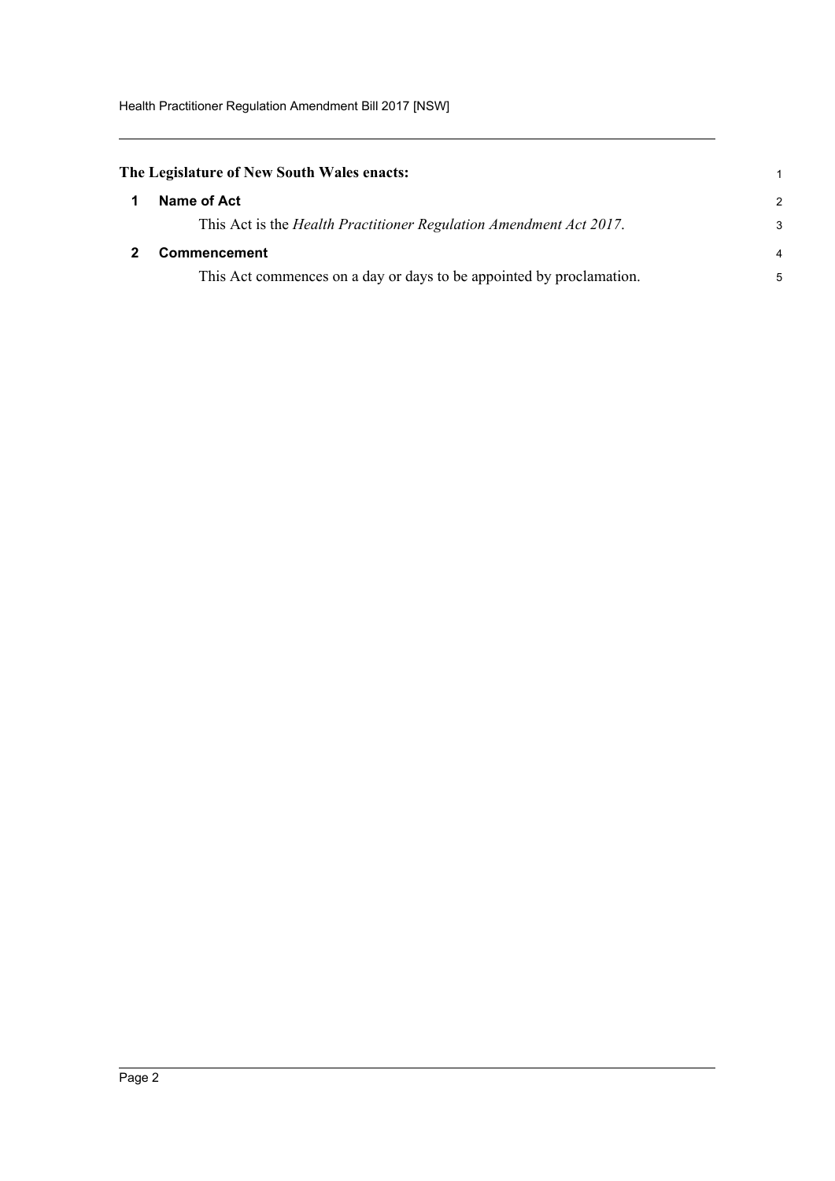**The Legislature of New South Wales enacts:**

### 1 Name of Act

This Act is the *Health Practitioner Regulation Amendment Act 2017*.

### 2 Commencement

This Act commences on a day or days to be appointed by proclamation.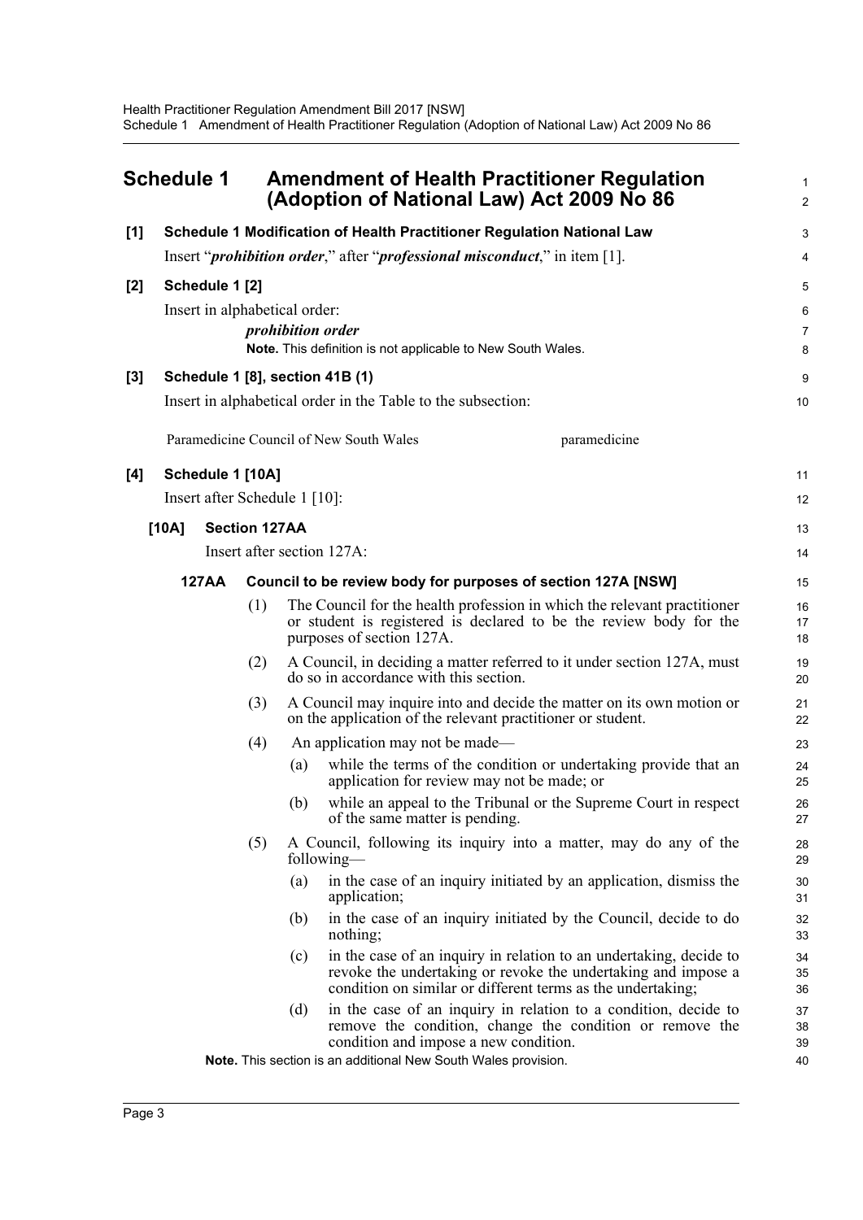# Schedule 1 Amendment of Health Practitioner Regulation (Adoption of National Law) Act 2009 No 86

**[1] Schedule 1 Modification of Health Practitioner Regulation National Law**

Insert "***prohibition order***," after "***professional misconduct***," in item [1].

**[2] Schedule 1 [2]**

Insert in alphabetical order:

***prohibition order***

**Note.** This definition is not applicable to New South Wales.

**[3] Schedule 1 [8], section 41B (1)**

Insert in alphabetical order in the Table to the subsection:

| | |
|---|---|
| Paramedicine Council of New South Wales | paramedicine |

**[4] Schedule 1 [10A]**

Insert after Schedule 1 [10]:

**[10A] Section 127AA**

Insert after section 127A:

**127AA Council to be review body for purposes of section 127A [NSW]**

(1) The Council for the health profession in which the relevant practitioner or student is registered is declared to be the review body for the purposes of section 127A.

(2) A Council, in deciding a matter referred to it under section 127A, must do so in accordance with this section.

(3) A Council may inquire into and decide the matter on its own motion or on the application of the relevant practitioner or student.

(4) An application may not be made—

(a) while the terms of the condition or undertaking provide that an application for review may not be made; or

(b) while an appeal to the Tribunal or the Supreme Court in respect of the same matter is pending.

(5) A Council, following its inquiry into a matter, may do any of the following—

(a) in the case of an inquiry initiated by an application, dismiss the application;

(b) in the case of an inquiry initiated by the Council, decide to do nothing;

(c) in the case of an inquiry in relation to an undertaking, decide to revoke the undertaking or revoke the undertaking and impose a condition on similar or different terms as the undertaking;

(d) in the case of an inquiry in relation to a condition, decide to remove the condition, change the condition or remove the condition and impose a new condition.

**Note.** This section is an additional New South Wales provision.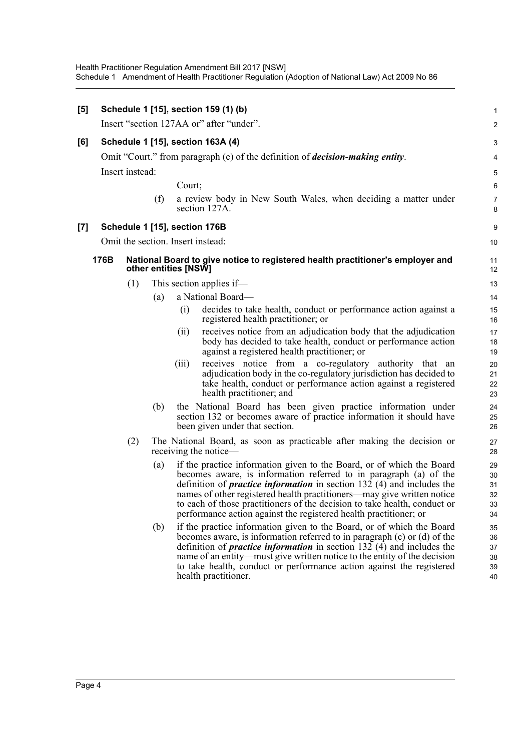**[5] Schedule 1 [15], section 159 (1) (b)**

Insert "section 127AA or" after "under".

**[6] Schedule 1 [15], section 163A (4)**

Omit "Court." from paragraph (e) of the definition of ***decision-making entity***.

Insert instead:

Court;

(f) a review body in New South Wales, when deciding a matter under section 127A.

**[7] Schedule 1 [15], section 176B**

Omit the section. Insert instead:

**176B National Board to give notice to registered health practitioner's employer and other entities [NSW]**

(1) This section applies if—

(a) a National Board—

(i) decides to take health, conduct or performance action against a registered health practitioner; or

(ii) receives notice from an adjudication body that the adjudication body has decided to take health, conduct or performance action against a registered health practitioner; or

(iii) receives notice from a co-regulatory authority that an adjudication body in the co-regulatory jurisdiction has decided to take health, conduct or performance action against a registered health practitioner; and

(b) the National Board has been given practice information under section 132 or becomes aware of practice information it should have been given under that section.

(2) The National Board, as soon as practicable after making the decision or receiving the notice—

(a) if the practice information given to the Board, or of which the Board becomes aware, is information referred to in paragraph (a) of the definition of ***practice information*** in section 132 (4) and includes the names of other registered health practitioners—may give written notice to each of those practitioners of the decision to take health, conduct or performance action against the registered health practitioner; or

(b) if the practice information given to the Board, or of which the Board becomes aware, is information referred to in paragraph (c) or (d) of the definition of ***practice information*** in section 132 (4) and includes the name of an entity—must give written notice to the entity of the decision to take health, conduct or performance action against the registered health practitioner.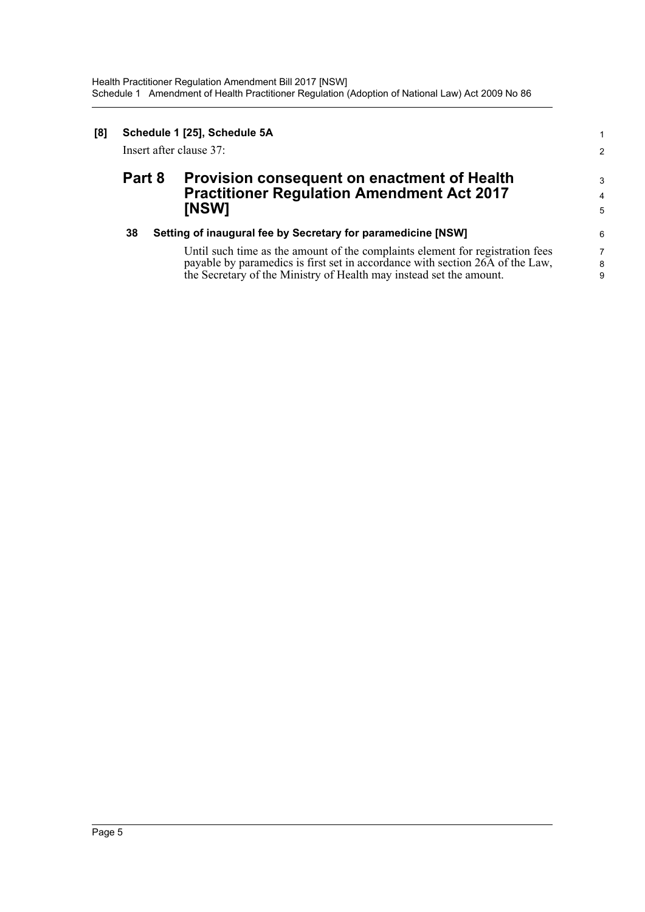**[8] Schedule 1 [25], Schedule 5A**

Insert after clause 37:

## Part 8 Provision consequent on enactment of Health Practitioner Regulation Amendment Act 2017 [NSW]

### 38 Setting of inaugural fee by Secretary for paramedicine [NSW]

Until such time as the amount of the complaints element for registration fees payable by paramedics is first set in accordance with section 26A of the Law, the Secretary of the Ministry of Health may instead set the amount.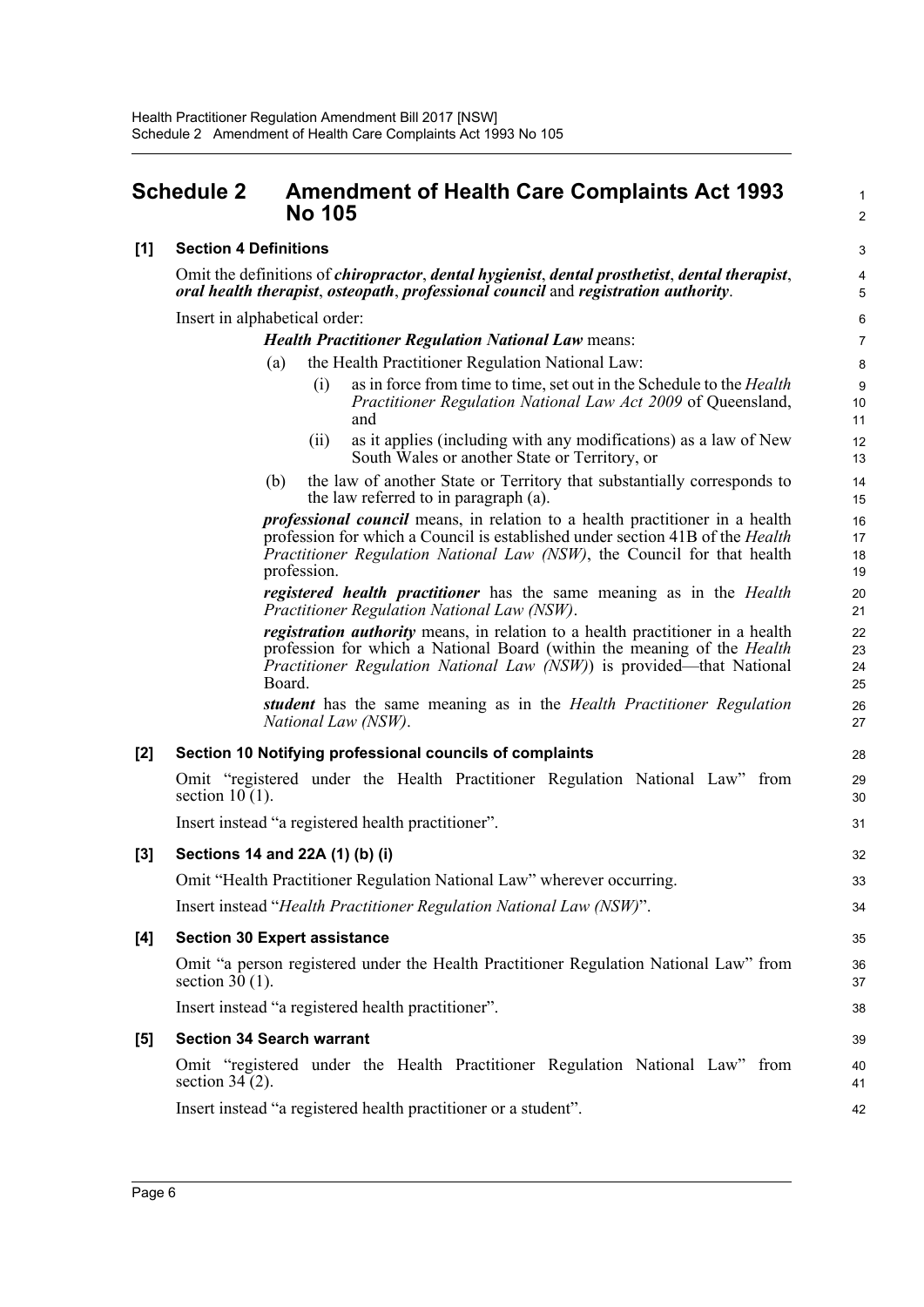## Schedule 2 Amendment of Health Care Complaints Act 1993 No 105

**[1] Section 4 Definitions**

Omit the definitions of ***chiropractor***, ***dental hygienist***, ***dental prosthetist***, ***dental therapist***, ***oral health therapist***, ***osteopath***, ***professional council*** and ***registration authority***.

Insert in alphabetical order:

***Health Practitioner Regulation National Law*** means:

(a) the Health Practitioner Regulation National Law:

(i) as in force from time to time, set out in the Schedule to the *Health Practitioner Regulation National Law Act 2009* of Queensland, and

(ii) as it applies (including with any modifications) as a law of New South Wales or another State or Territory, or

(b) the law of another State or Territory that substantially corresponds to the law referred to in paragraph (a).

***professional council*** means, in relation to a health practitioner in a health profession for which a Council is established under section 41B of the *Health Practitioner Regulation National Law (NSW)*, the Council for that health profession.

***registered health practitioner*** has the same meaning as in the *Health Practitioner Regulation National Law (NSW)*.

***registration authority*** means, in relation to a health practitioner in a health profession for which a National Board (within the meaning of the *Health Practitioner Regulation National Law (NSW)*) is provided—that National Board.

***student*** has the same meaning as in the *Health Practitioner Regulation National Law (NSW)*.

**[2] Section 10 Notifying professional councils of complaints**

Omit "registered under the Health Practitioner Regulation National Law" from section 10 (1).

Insert instead "a registered health practitioner".

**[3] Sections 14 and 22A (1) (b) (i)**

Omit "Health Practitioner Regulation National Law" wherever occurring.

Insert instead "*Health Practitioner Regulation National Law (NSW)*".

**[4] Section 30 Expert assistance**

Omit "a person registered under the Health Practitioner Regulation National Law" from section 30 (1).

Insert instead "a registered health practitioner".

**[5] Section 34 Search warrant**

Omit "registered under the Health Practitioner Regulation National Law" from section 34 (2).

Insert instead "a registered health practitioner or a student".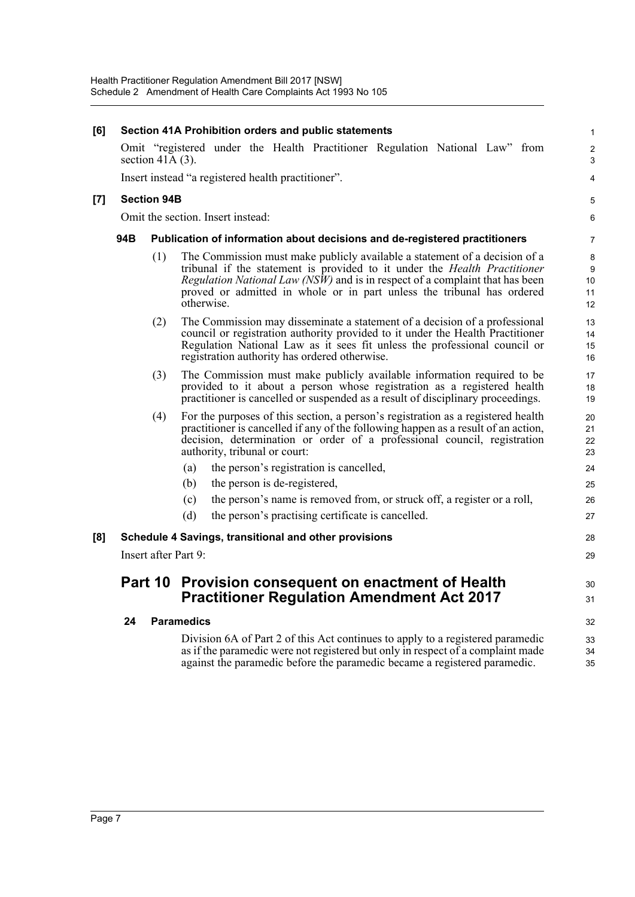**[6] Section 41A Prohibition orders and public statements**

Omit "registered under the Health Practitioner Regulation National Law" from section 41A (3).

Insert instead "a registered health practitioner".

**[7] Section 94B**

Omit the section. Insert instead:

**94B Publication of information about decisions and de-registered practitioners**

(1) The Commission must make publicly available a statement of a decision of a tribunal if the statement is provided to it under the *Health Practitioner Regulation National Law (NSW)* and is in respect of a complaint that has been proved or admitted in whole or in part unless the tribunal has ordered otherwise.

(2) The Commission may disseminate a statement of a decision of a professional council or registration authority provided to it under the Health Practitioner Regulation National Law as it sees fit unless the professional council or registration authority has ordered otherwise.

(3) The Commission must make publicly available information required to be provided to it about a person whose registration as a registered health practitioner is cancelled or suspended as a result of disciplinary proceedings.

(4) For the purposes of this section, a person's registration as a registered health practitioner is cancelled if any of the following happen as a result of an action, decision, determination or order of a professional council, registration authority, tribunal or court:

- (a) the person's registration is cancelled,
- (b) the person is de-registered,
- (c) the person's name is removed from, or struck off, a register or a roll,
- (d) the person's practising certificate is cancelled.

**[8] Schedule 4 Savings, transitional and other provisions**

Insert after Part 9:

## Part 10 Provision consequent on enactment of Health Practitioner Regulation Amendment Act 2017

**24 Paramedics**

Division 6A of Part 2 of this Act continues to apply to a registered paramedic as if the paramedic were not registered but only in respect of a complaint made against the paramedic before the paramedic became a registered paramedic.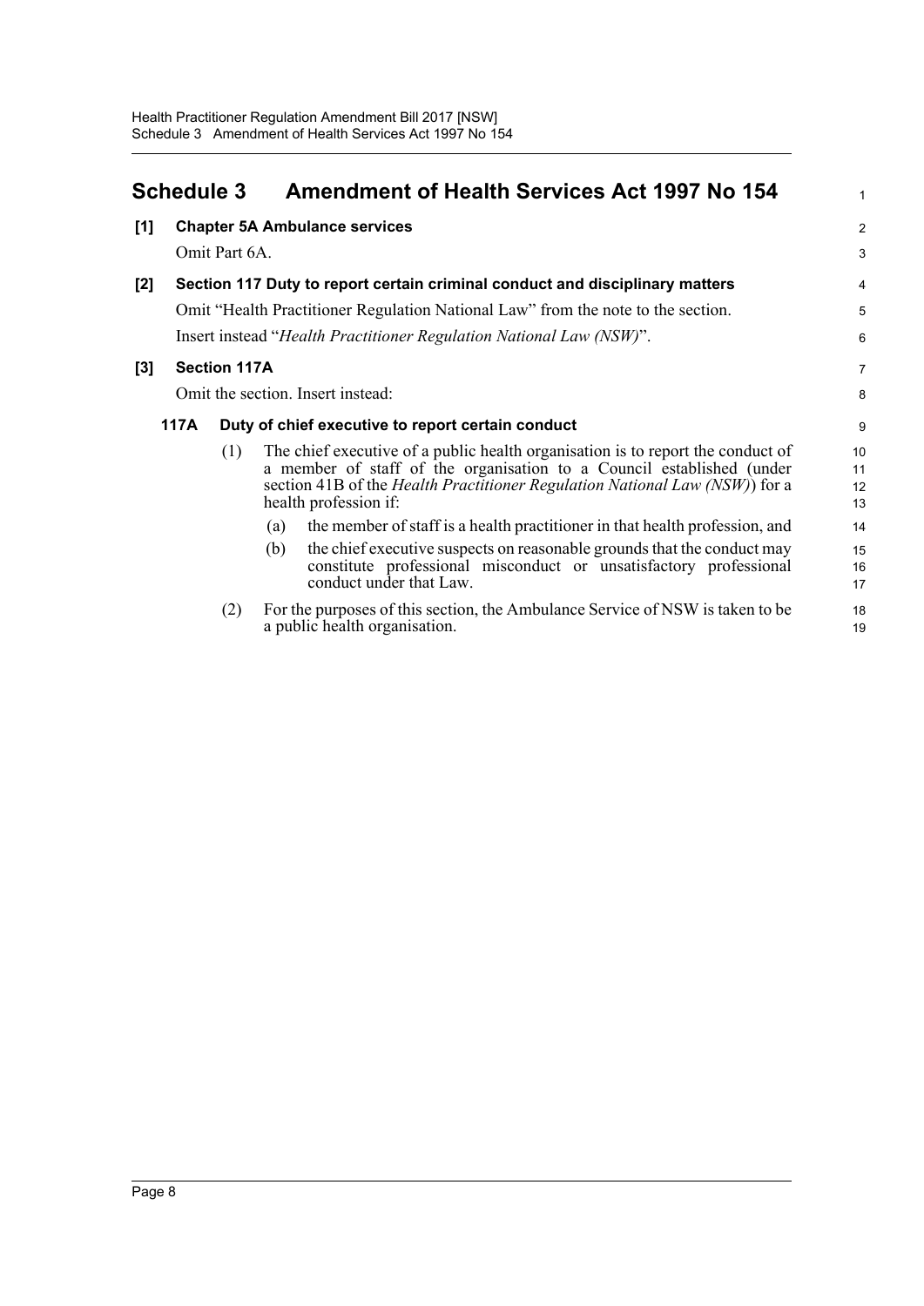# Schedule 3 Amendment of Health Services Act 1997 No 154

**[1] Chapter 5A Ambulance services**

Omit Part 6A.

**[2] Section 117 Duty to report certain criminal conduct and disciplinary matters**

Omit "Health Practitioner Regulation National Law" from the note to the section.

Insert instead "*Health Practitioner Regulation National Law (NSW)*".

**[3] Section 117A**

Omit the section. Insert instead:

**117A Duty of chief executive to report certain conduct**

(1) The chief executive of a public health organisation is to report the conduct of a member of staff of the organisation to a Council established (under section 41B of the *Health Practitioner Regulation National Law (NSW)*) for a health profession if:

(a) the member of staff is a health practitioner in that health profession, and

(b) the chief executive suspects on reasonable grounds that the conduct may constitute professional misconduct or unsatisfactory professional conduct under that Law.

(2) For the purposes of this section, the Ambulance Service of NSW is taken to be a public health organisation.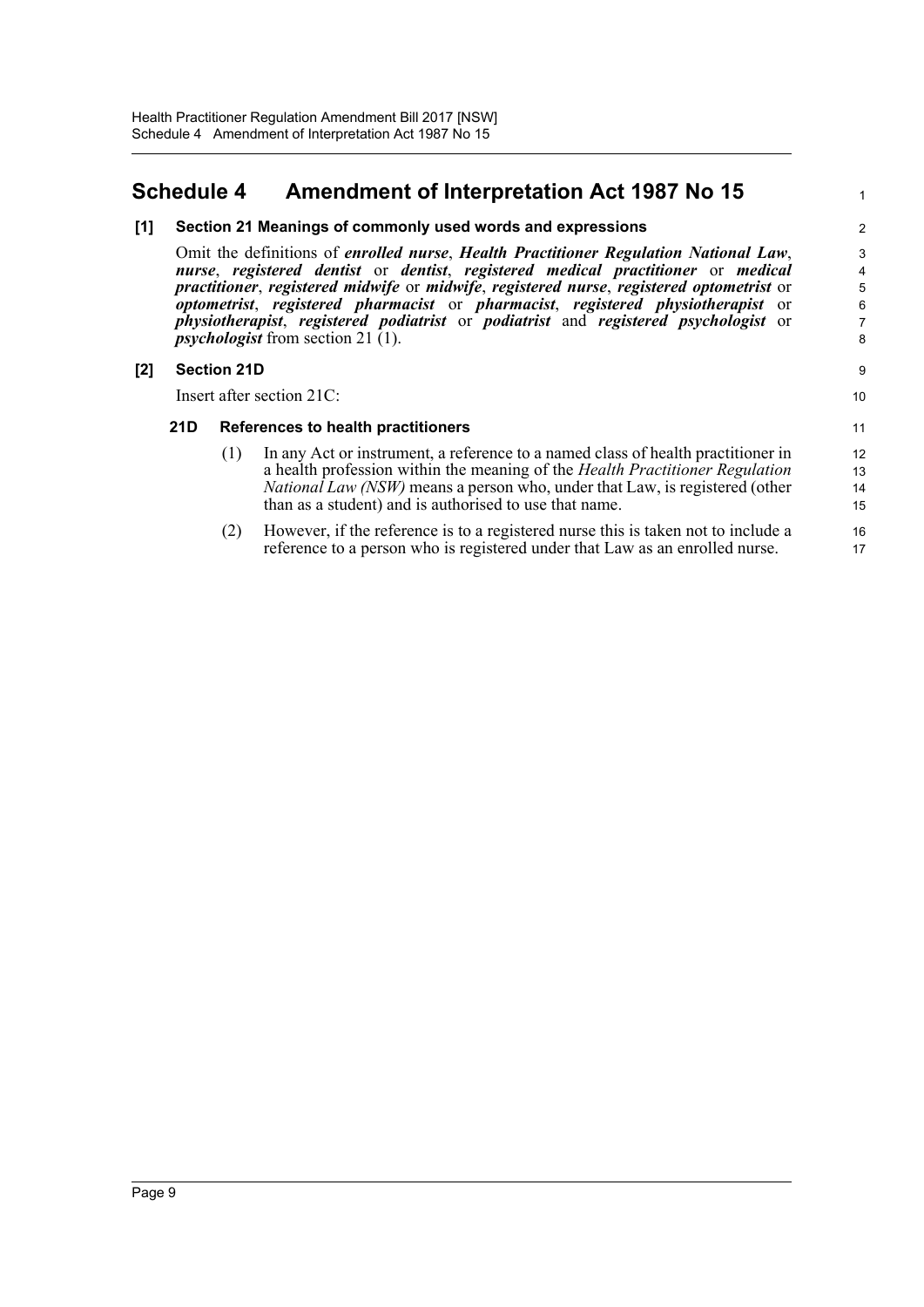# Schedule 4 Amendment of Interpretation Act 1987 No 15

**[1] Section 21 Meanings of commonly used words and expressions**

Omit the definitions of ***enrolled nurse***, ***Health Practitioner Regulation National Law***, ***nurse***, ***registered dentist*** or ***dentist***, ***registered medical practitioner*** or ***medical practitioner***, ***registered midwife*** or ***midwife***, ***registered nurse***, ***registered optometrist*** or ***optometrist***, ***registered pharmacist*** or ***pharmacist***, ***registered physiotherapist*** or ***physiotherapist***, ***registered podiatrist*** or ***podiatrist*** and ***registered psychologist*** or ***psychologist*** from section 21 (1).

**[2] Section 21D**

Insert after section 21C:

**21D References to health practitioners**

(1) In any Act or instrument, a reference to a named class of health practitioner in a health profession within the meaning of the *Health Practitioner Regulation National Law (NSW)* means a person who, under that Law, is registered (other than as a student) and is authorised to use that name.

(2) However, if the reference is to a registered nurse this is taken not to include a reference to a person who is registered under that Law as an enrolled nurse.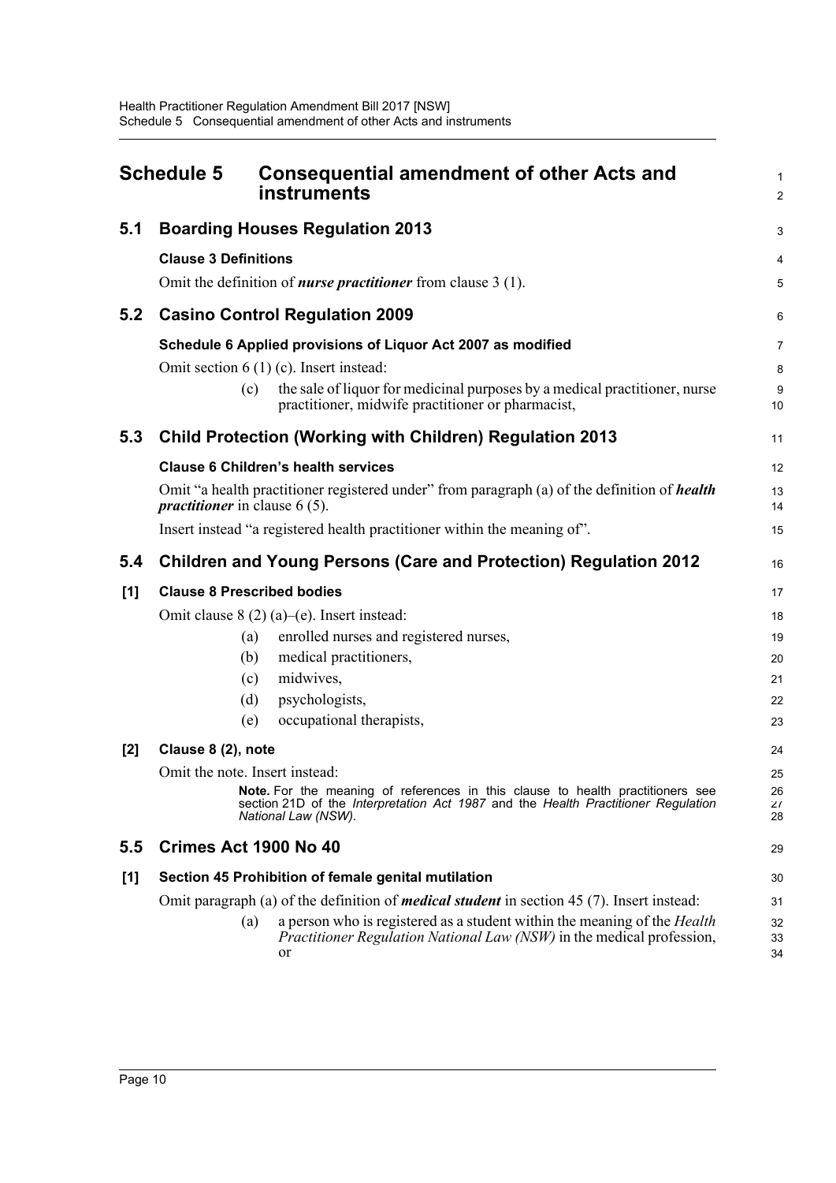# Schedule 5 Consequential amendment of other Acts and instruments

## 5.1 Boarding Houses Regulation 2013

### Clause 3 Definitions

Omit the definition of ***nurse practitioner*** from clause 3 (1).

## 5.2 Casino Control Regulation 2009

### Schedule 6 Applied provisions of Liquor Act 2007 as modified

Omit section 6 (1) (c). Insert instead:

> (c) the sale of liquor for medicinal purposes by a medical practitioner, nurse practitioner, midwife practitioner or pharmacist,

## 5.3 Child Protection (Working with Children) Regulation 2013

### Clause 6 Children's health services

Omit "a health practitioner registered under" from paragraph (a) of the definition of ***health practitioner*** in clause 6 (5).

Insert instead "a registered health practitioner within the meaning of".

## 5.4 Children and Young Persons (Care and Protection) Regulation 2012

### [1] Clause 8 Prescribed bodies

Omit clause 8 (2) (a)–(e). Insert instead:

> (a) enrolled nurses and registered nurses,
>
> (b) medical practitioners,
>
> (c) midwives,
>
> (d) psychologists,
>
> (e) occupational therapists,

### [2] Clause 8 (2), note

Omit the note. Insert instead:

> **Note.** For the meaning of references in this clause to health practitioners see section 21D of the *Interpretation Act 1987* and the *Health Practitioner Regulation National Law (NSW)*.

## 5.5 Crimes Act 1900 No 40

### [1] Section 45 Prohibition of female genital mutilation

Omit paragraph (a) of the definition of ***medical student*** in section 45 (7). Insert instead:

> (a) a person who is registered as a student within the meaning of the *Health Practitioner Regulation National Law (NSW)* in the medical profession, or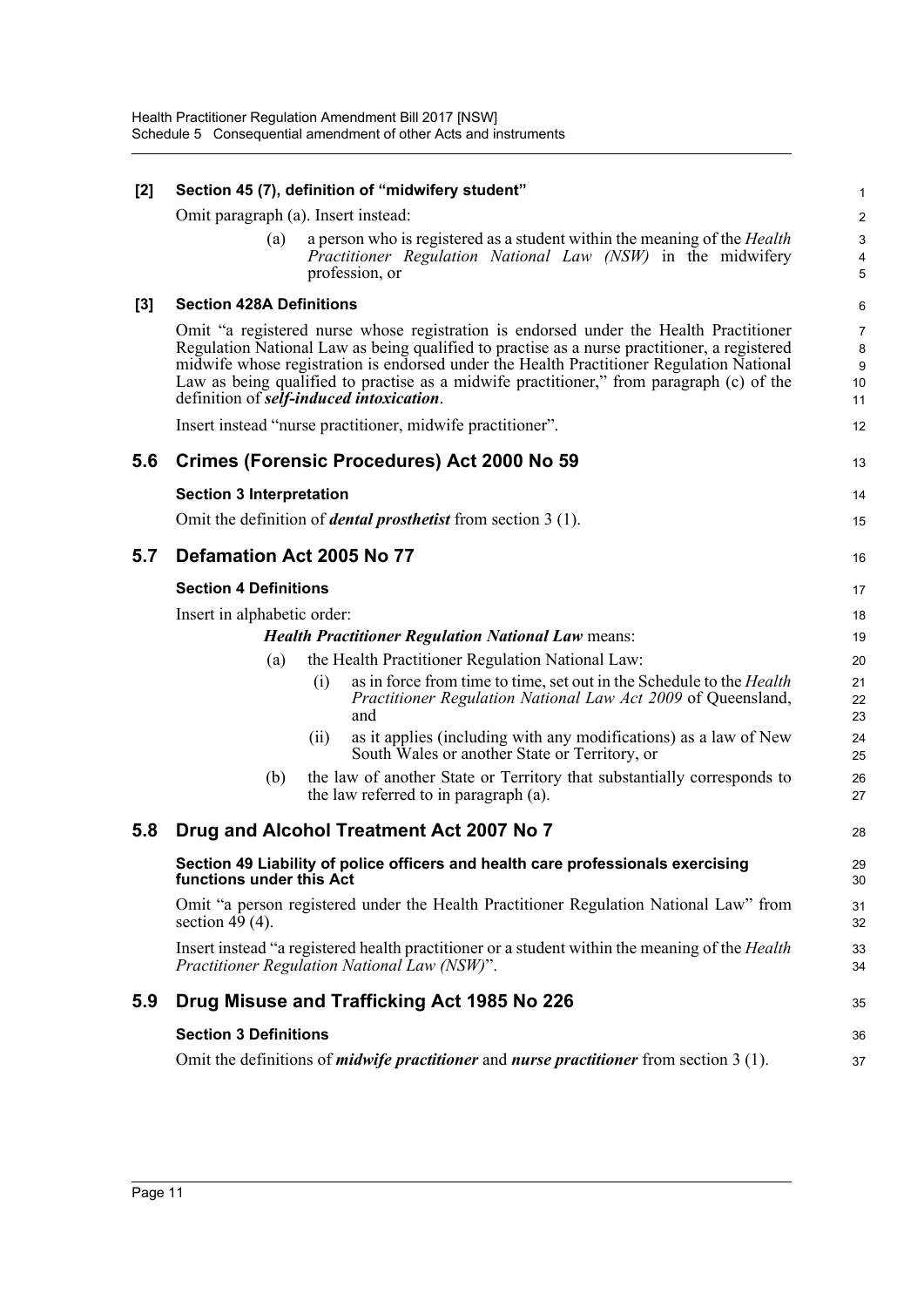**[2] Section 45 (7), definition of "midwifery student"**

Omit paragraph (a). Insert instead:

(a) a person who is registered as a student within the meaning of the *Health Practitioner Regulation National Law (NSW)* in the midwifery profession, or

**[3] Section 428A Definitions**

Omit "a registered nurse whose registration is endorsed under the Health Practitioner Regulation National Law as being qualified to practise as a nurse practitioner, a registered midwife whose registration is endorsed under the Health Practitioner Regulation National Law as being qualified to practise as a midwife practitioner," from paragraph (c) of the definition of ***self-induced intoxication***.

Insert instead "nurse practitioner, midwife practitioner".

## 5.6 Crimes (Forensic Procedures) Act 2000 No 59

**Section 3 Interpretation**

Omit the definition of ***dental prosthetist*** from section 3 (1).

## 5.7 Defamation Act 2005 No 77

**Section 4 Definitions**

Insert in alphabetic order:

***Health Practitioner Regulation National Law*** means:

(a) the Health Practitioner Regulation National Law:

(i) as in force from time to time, set out in the Schedule to the *Health Practitioner Regulation National Law Act 2009* of Queensland, and

(ii) as it applies (including with any modifications) as a law of New South Wales or another State or Territory, or

(b) the law of another State or Territory that substantially corresponds to the law referred to in paragraph (a).

## 5.8 Drug and Alcohol Treatment Act 2007 No 7

**Section 49 Liability of police officers and health care professionals exercising functions under this Act**

Omit "a person registered under the Health Practitioner Regulation National Law" from section 49 (4).

Insert instead "a registered health practitioner or a student within the meaning of the *Health Practitioner Regulation National Law (NSW)*".

## 5.9 Drug Misuse and Trafficking Act 1985 No 226

**Section 3 Definitions**

Omit the definitions of ***midwife practitioner*** and ***nurse practitioner*** from section 3 (1).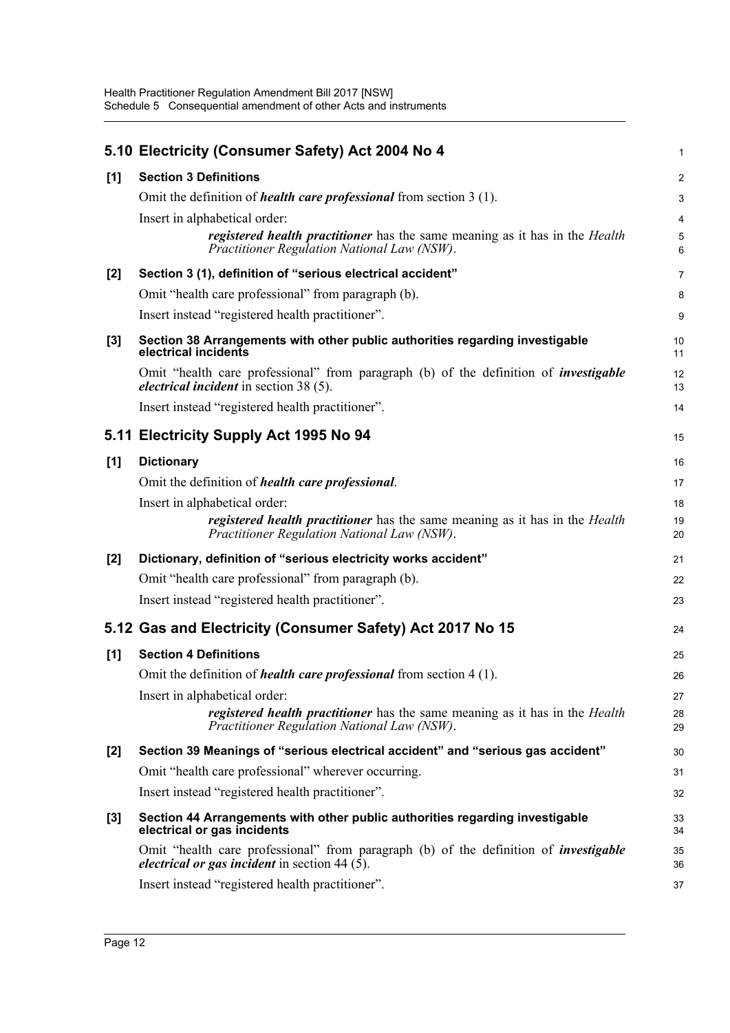## 5.10 Electricity (Consumer Safety) Act 2004 No 4

**[1] Section 3 Definitions**

Omit the definition of ***health care professional*** from section 3 (1).

Insert in alphabetical order:

> ***registered health practitioner*** has the same meaning as it has in the *Health Practitioner Regulation National Law (NSW)*.

**[2] Section 3 (1), definition of "serious electrical accident"**

Omit "health care professional" from paragraph (b).

Insert instead "registered health practitioner".

**[3] Section 38 Arrangements with other public authorities regarding investigable electrical incidents**

Omit "health care professional" from paragraph (b) of the definition of ***investigable electrical incident*** in section 38 (5).

Insert instead "registered health practitioner".

## 5.11 Electricity Supply Act 1995 No 94

**[1] Dictionary**

Omit the definition of ***health care professional***.

Insert in alphabetical order:

> ***registered health practitioner*** has the same meaning as it has in the *Health Practitioner Regulation National Law (NSW)*.

**[2] Dictionary, definition of "serious electricity works accident"**

Omit "health care professional" from paragraph (b).

Insert instead "registered health practitioner".

## 5.12 Gas and Electricity (Consumer Safety) Act 2017 No 15

**[1] Section 4 Definitions**

Omit the definition of ***health care professional*** from section 4 (1).

Insert in alphabetical order:

> ***registered health practitioner*** has the same meaning as it has in the *Health Practitioner Regulation National Law (NSW)*.

**[2] Section 39 Meanings of "serious electrical accident" and "serious gas accident"**

Omit "health care professional" wherever occurring.

Insert instead "registered health practitioner".

**[3] Section 44 Arrangements with other public authorities regarding investigable electrical or gas incidents**

Omit "health care professional" from paragraph (b) of the definition of ***investigable electrical or gas incident*** in section 44 (5).

Insert instead "registered health practitioner".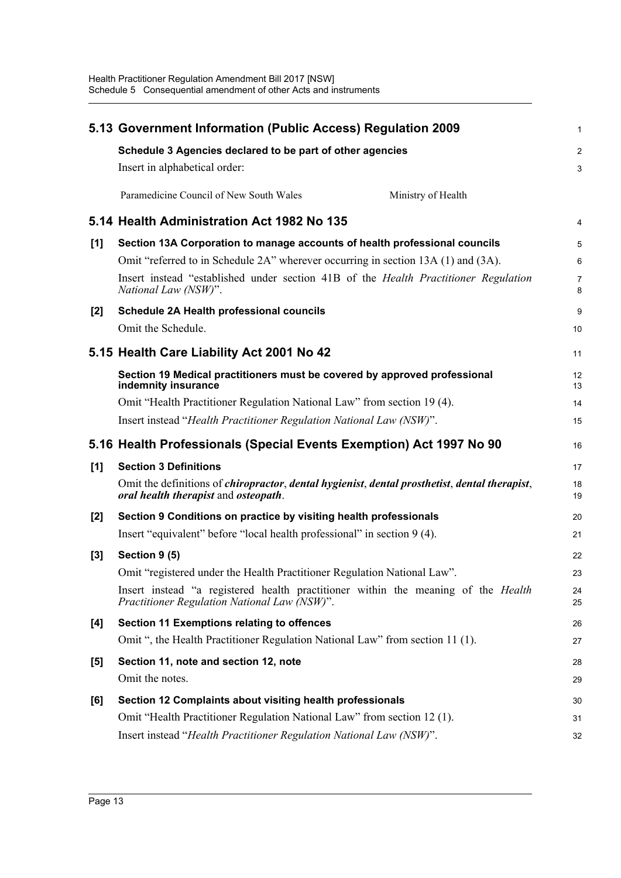## 5.13 Government Information (Public Access) Regulation 2009

**Schedule 3 Agencies declared to be part of other agencies**

Insert in alphabetical order:

| Paramedicine Council of New South Wales | Ministry of Health |
|---|---|

## 5.14 Health Administration Act 1982 No 135

**[1] Section 13A Corporation to manage accounts of health professional councils**

Omit "referred to in Schedule 2A" wherever occurring in section 13A (1) and (3A).

Insert instead "established under section 41B of the *Health Practitioner Regulation National Law (NSW)*".

**[2] Schedule 2A Health professional councils**

Omit the Schedule.

## 5.15 Health Care Liability Act 2001 No 42

**Section 19 Medical practitioners must be covered by approved professional indemnity insurance**

Omit "Health Practitioner Regulation National Law" from section 19 (4).

Insert instead "*Health Practitioner Regulation National Law (NSW)*".

## 5.16 Health Professionals (Special Events Exemption) Act 1997 No 90

**[1] Section 3 Definitions**

Omit the definitions of ***chiropractor***, ***dental hygienist***, ***dental prosthetist***, ***dental therapist***, ***oral health therapist*** and ***osteopath***.

**[2] Section 9 Conditions on practice by visiting health professionals**

Insert "equivalent" before "local health professional" in section 9 (4).

**[3] Section 9 (5)**

Omit "registered under the Health Practitioner Regulation National Law".

Insert instead "a registered health practitioner within the meaning of the *Health Practitioner Regulation National Law (NSW)*".

**[4] Section 11 Exemptions relating to offences**

Omit ", the Health Practitioner Regulation National Law" from section 11 (1).

**[5] Section 11, note and section 12, note**

Omit the notes.

**[6] Section 12 Complaints about visiting health professionals**

Omit "Health Practitioner Regulation National Law" from section 12 (1).

Insert instead "*Health Practitioner Regulation National Law (NSW)*".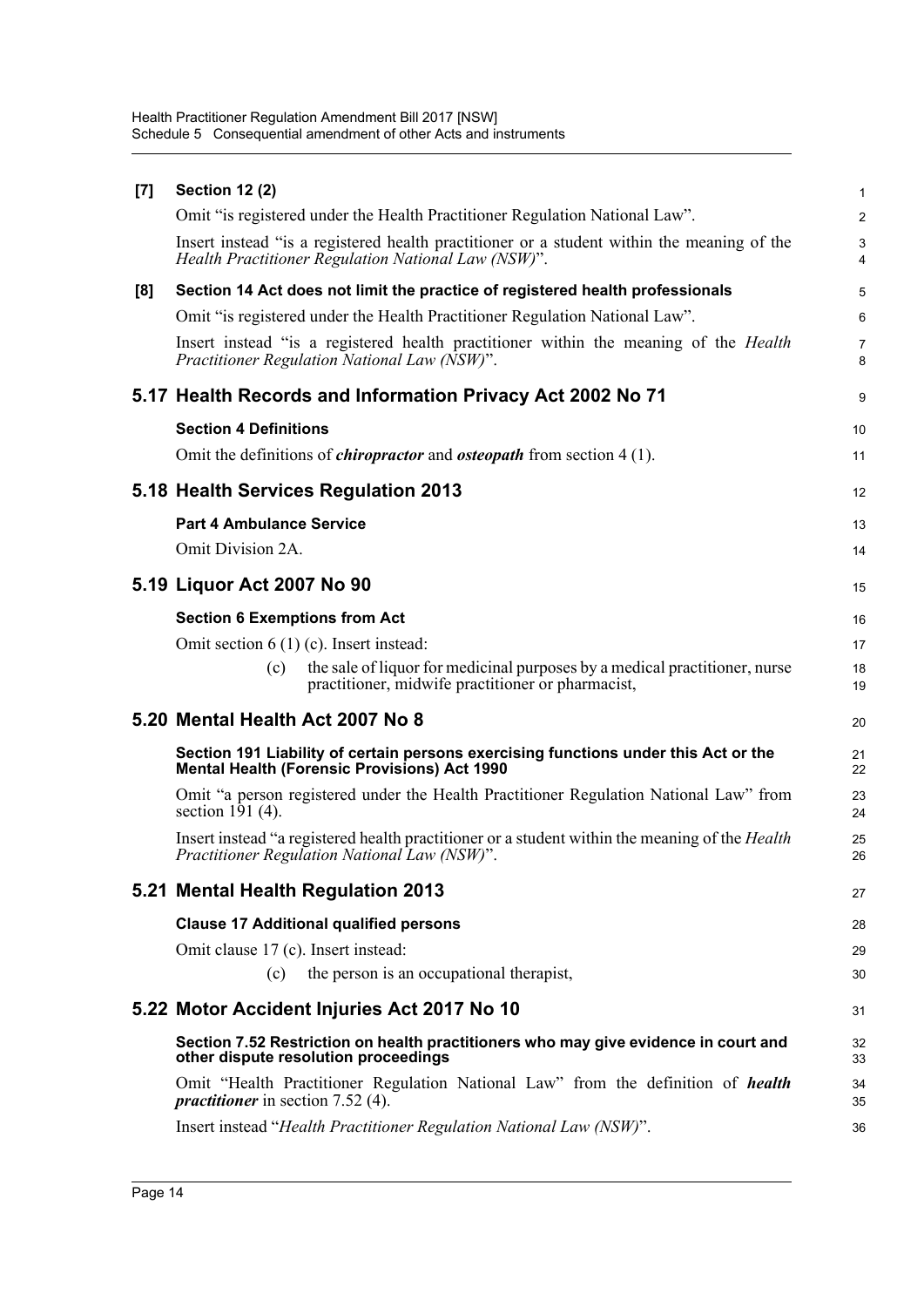**[7] Section 12 (2)**

Omit "is registered under the Health Practitioner Regulation National Law".

Insert instead "is a registered health practitioner or a student within the meaning of the *Health Practitioner Regulation National Law (NSW)*".

**[8] Section 14 Act does not limit the practice of registered health professionals**

Omit "is registered under the Health Practitioner Regulation National Law".

Insert instead "is a registered health practitioner within the meaning of the *Health Practitioner Regulation National Law (NSW)*".

## 5.17 Health Records and Information Privacy Act 2002 No 71

**Section 4 Definitions**

Omit the definitions of ***chiropractor*** and ***osteopath*** from section 4 (1).

## 5.18 Health Services Regulation 2013

**Part 4 Ambulance Service**

Omit Division 2A.

## 5.19 Liquor Act 2007 No 90

**Section 6 Exemptions from Act**

Omit section 6 (1) (c). Insert instead:

> (c) the sale of liquor for medicinal purposes by a medical practitioner, nurse practitioner, midwife practitioner or pharmacist,

## 5.20 Mental Health Act 2007 No 8

**Section 191 Liability of certain persons exercising functions under this Act or the Mental Health (Forensic Provisions) Act 1990**

Omit "a person registered under the Health Practitioner Regulation National Law" from section 191 (4).

Insert instead "a registered health practitioner or a student within the meaning of the *Health Practitioner Regulation National Law (NSW)*".

## 5.21 Mental Health Regulation 2013

**Clause 17 Additional qualified persons**

Omit clause 17 (c). Insert instead:

> (c) the person is an occupational therapist,

## 5.22 Motor Accident Injuries Act 2017 No 10

**Section 7.52 Restriction on health practitioners who may give evidence in court and other dispute resolution proceedings**

Omit "Health Practitioner Regulation National Law" from the definition of ***health practitioner*** in section 7.52 (4).

Insert instead "*Health Practitioner Regulation National Law (NSW)*".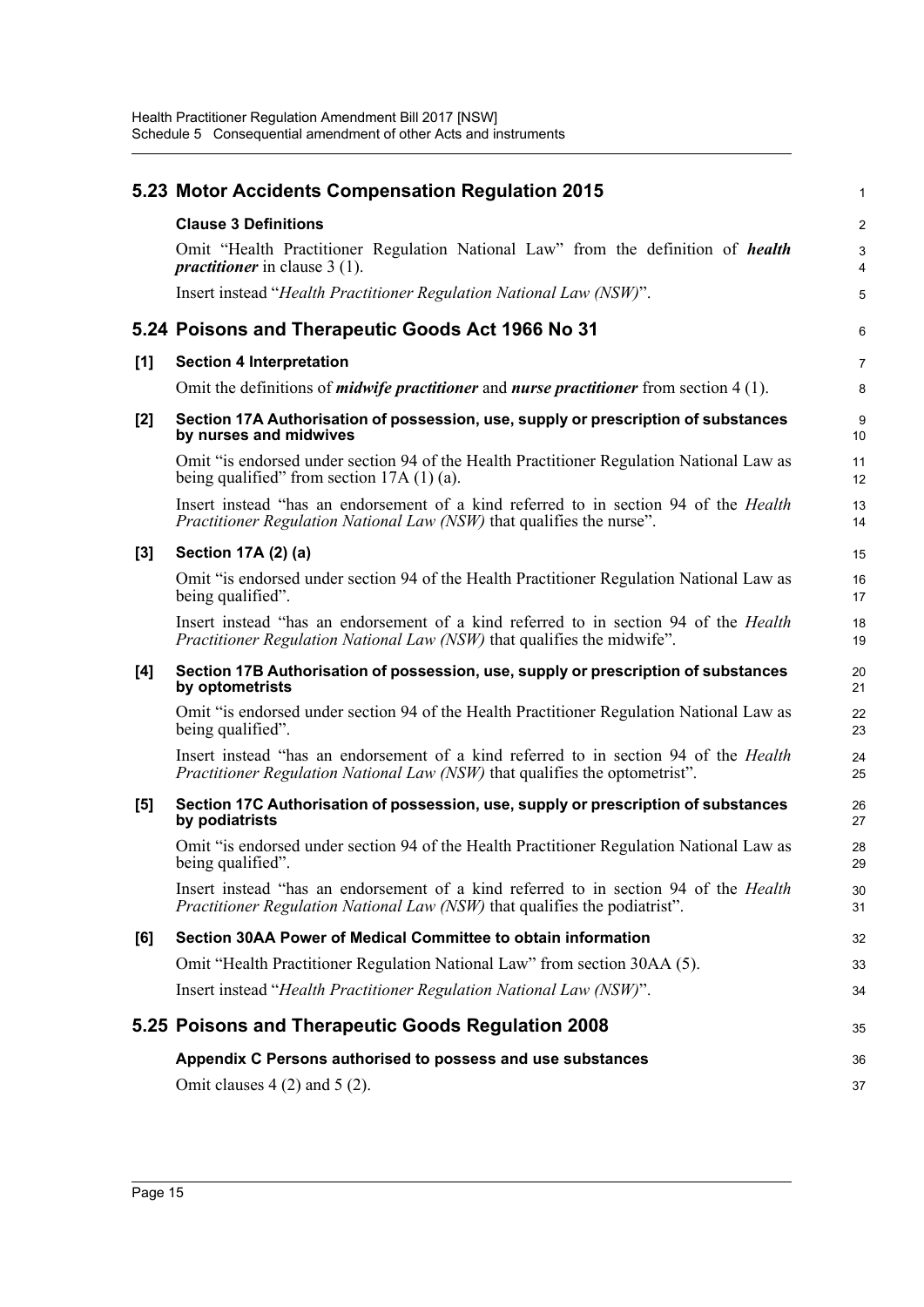## 5.23 Motor Accidents Compensation Regulation 2015

**Clause 3 Definitions**

Omit "Health Practitioner Regulation National Law" from the definition of ***health practitioner*** in clause 3 (1).

Insert instead "*Health Practitioner Regulation National Law (NSW)*".

## 5.24 Poisons and Therapeutic Goods Act 1966 No 31

**[1] Section 4 Interpretation**

Omit the definitions of ***midwife practitioner*** and ***nurse practitioner*** from section 4 (1).

**[2] Section 17A Authorisation of possession, use, supply or prescription of substances by nurses and midwives**

Omit "is endorsed under section 94 of the Health Practitioner Regulation National Law as being qualified" from section 17A (1) (a).

Insert instead "has an endorsement of a kind referred to in section 94 of the *Health Practitioner Regulation National Law (NSW)* that qualifies the nurse".

**[3] Section 17A (2) (a)**

Omit "is endorsed under section 94 of the Health Practitioner Regulation National Law as being qualified".

Insert instead "has an endorsement of a kind referred to in section 94 of the *Health Practitioner Regulation National Law (NSW)* that qualifies the midwife".

**[4] Section 17B Authorisation of possession, use, supply or prescription of substances by optometrists**

Omit "is endorsed under section 94 of the Health Practitioner Regulation National Law as being qualified".

Insert instead "has an endorsement of a kind referred to in section 94 of the *Health Practitioner Regulation National Law (NSW)* that qualifies the optometrist".

**[5] Section 17C Authorisation of possession, use, supply or prescription of substances by podiatrists**

Omit "is endorsed under section 94 of the Health Practitioner Regulation National Law as being qualified".

Insert instead "has an endorsement of a kind referred to in section 94 of the *Health Practitioner Regulation National Law (NSW)* that qualifies the podiatrist".

**[6] Section 30AA Power of Medical Committee to obtain information**

Omit "Health Practitioner Regulation National Law" from section 30AA (5).

Insert instead "*Health Practitioner Regulation National Law (NSW)*".

## 5.25 Poisons and Therapeutic Goods Regulation 2008

**Appendix C Persons authorised to possess and use substances**

Omit clauses 4 (2) and 5 (2).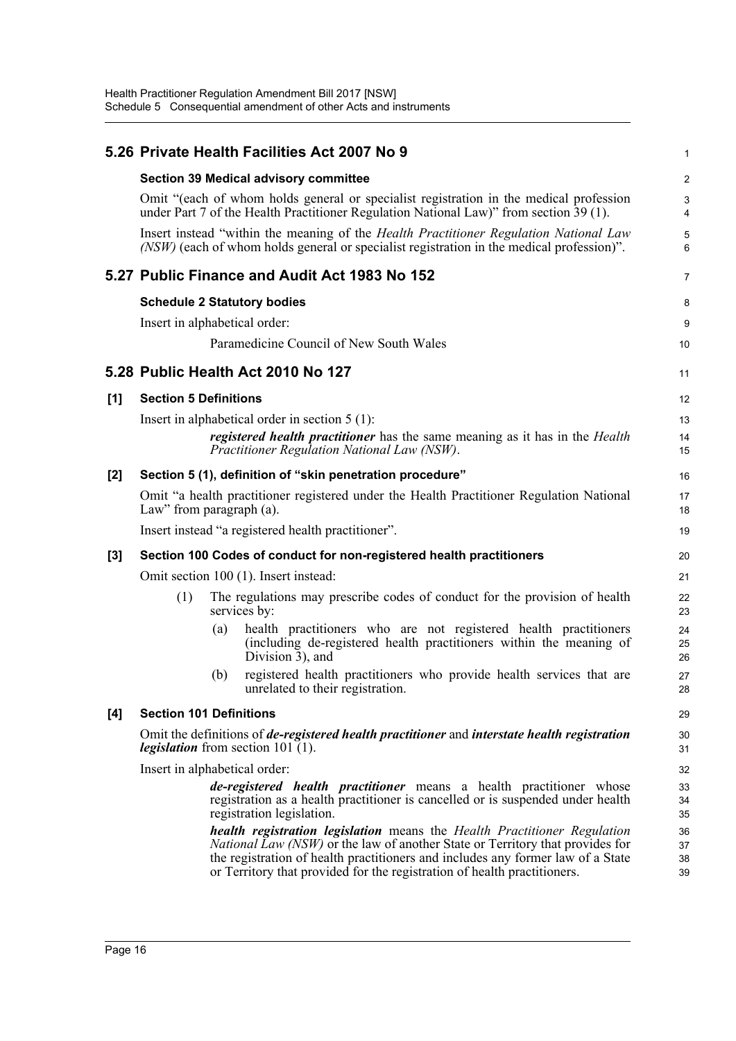## 5.26 Private Health Facilities Act 2007 No 9

### Section 39 Medical advisory committee

Omit "(each of whom holds general or specialist registration in the medical profession under Part 7 of the Health Practitioner Regulation National Law)" from section 39 (1).

Insert instead "within the meaning of the *Health Practitioner Regulation National Law (NSW)* (each of whom holds general or specialist registration in the medical profession)".

## 5.27 Public Finance and Audit Act 1983 No 152

### Schedule 2 Statutory bodies

Insert in alphabetical order:

Paramedicine Council of New South Wales

## 5.28 Public Health Act 2010 No 127

### [1] Section 5 Definitions

Insert in alphabetical order in section 5 (1):

***registered health practitioner*** has the same meaning as it has in the *Health Practitioner Regulation National Law (NSW)*.

### [2] Section 5 (1), definition of "skin penetration procedure"

Omit "a health practitioner registered under the Health Practitioner Regulation National Law" from paragraph (a).

Insert instead "a registered health practitioner".

### [3] Section 100 Codes of conduct for non-registered health practitioners

Omit section 100 (1). Insert instead:

(1) The regulations may prescribe codes of conduct for the provision of health services by:

(a) health practitioners who are not registered health practitioners (including de-registered health practitioners within the meaning of Division 3), and

(b) registered health practitioners who provide health services that are unrelated to their registration.

### [4] Section 101 Definitions

Omit the definitions of ***de-registered health practitioner*** and ***interstate health registration legislation*** from section 101 (1).

Insert in alphabetical order:

***de-registered health practitioner*** means a health practitioner whose registration as a health practitioner is cancelled or is suspended under health registration legislation.

***health registration legislation*** means the *Health Practitioner Regulation National Law (NSW)* or the law of another State or Territory that provides for the registration of health practitioners and includes any former law of a State or Territory that provided for the registration of health practitioners.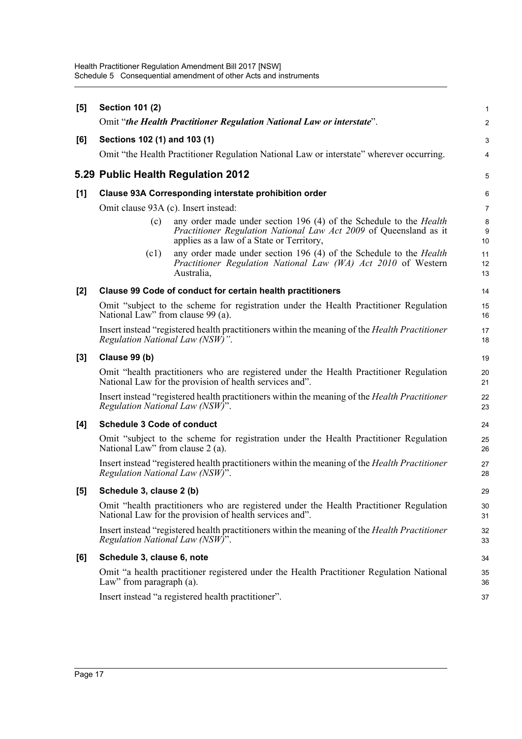**[5] Section 101 (2)**

Omit "***the Health Practitioner Regulation National Law or interstate***".

**[6] Sections 102 (1) and 103 (1)**

Omit "the Health Practitioner Regulation National Law or interstate" wherever occurring.

## 5.29 Public Health Regulation 2012

**[1] Clause 93A Corresponding interstate prohibition order**

Omit clause 93A (c). Insert instead:

(c) any order made under section 196 (4) of the Schedule to the *Health Practitioner Regulation National Law Act 2009* of Queensland as it applies as a law of a State or Territory,

(c1) any order made under section 196 (4) of the Schedule to the *Health Practitioner Regulation National Law (WA) Act 2010* of Western Australia,

**[2] Clause 99 Code of conduct for certain health practitioners**

Omit "subject to the scheme for registration under the Health Practitioner Regulation National Law" from clause 99 (a).

Insert instead "registered health practitioners within the meaning of the *Health Practitioner Regulation National Law (NSW)"*.

**[3] Clause 99 (b)**

Omit "health practitioners who are registered under the Health Practitioner Regulation National Law for the provision of health services and".

Insert instead "registered health practitioners within the meaning of the *Health Practitioner Regulation National Law (NSW)*".

**[4] Schedule 3 Code of conduct**

Omit "subject to the scheme for registration under the Health Practitioner Regulation National Law" from clause 2 (a).

Insert instead "registered health practitioners within the meaning of the *Health Practitioner Regulation National Law (NSW)*".

**[5] Schedule 3, clause 2 (b)**

Omit "health practitioners who are registered under the Health Practitioner Regulation National Law for the provision of health services and".

Insert instead "registered health practitioners within the meaning of the *Health Practitioner Regulation National Law (NSW)*".

**[6] Schedule 3, clause 6, note**

Omit "a health practitioner registered under the Health Practitioner Regulation National Law" from paragraph (a).

Insert instead "a registered health practitioner".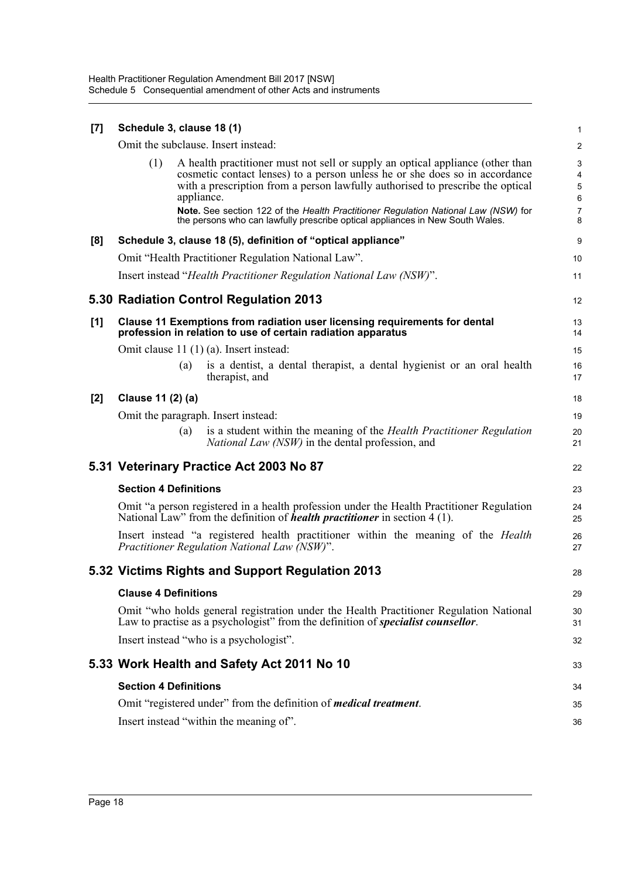**[7] Schedule 3, clause 18 (1)**

Omit the subclause. Insert instead:

> (1) A health practitioner must not sell or supply an optical appliance (other than cosmetic contact lenses) to a person unless he or she does so in accordance with a prescription from a person lawfully authorised to prescribe the optical appliance.
>
> **Note.** See section 122 of the *Health Practitioner Regulation National Law (NSW)* for the persons who can lawfully prescribe optical appliances in New South Wales.

**[8] Schedule 3, clause 18 (5), definition of "optical appliance"**

Omit "Health Practitioner Regulation National Law".

Insert instead "*Health Practitioner Regulation National Law (NSW)*".

## 5.30 Radiation Control Regulation 2013

**[1] Clause 11 Exemptions from radiation user licensing requirements for dental profession in relation to use of certain radiation apparatus**

Omit clause 11 (1) (a). Insert instead:

> (a) is a dentist, a dental therapist, a dental hygienist or an oral health therapist, and

**[2] Clause 11 (2) (a)**

Omit the paragraph. Insert instead:

> (a) is a student within the meaning of the *Health Practitioner Regulation National Law (NSW)* in the dental profession, and

## 5.31 Veterinary Practice Act 2003 No 87

**Section 4 Definitions**

Omit "a person registered in a health profession under the Health Practitioner Regulation National Law" from the definition of ***health practitioner*** in section 4 (1).

Insert instead "a registered health practitioner within the meaning of the *Health Practitioner Regulation National Law (NSW)*".

## 5.32 Victims Rights and Support Regulation 2013

**Clause 4 Definitions**

Omit "who holds general registration under the Health Practitioner Regulation National Law to practise as a psychologist" from the definition of ***specialist counsellor***.

Insert instead "who is a psychologist".

## 5.33 Work Health and Safety Act 2011 No 10

**Section 4 Definitions**

Omit "registered under" from the definition of ***medical treatment***.

Insert instead "within the meaning of".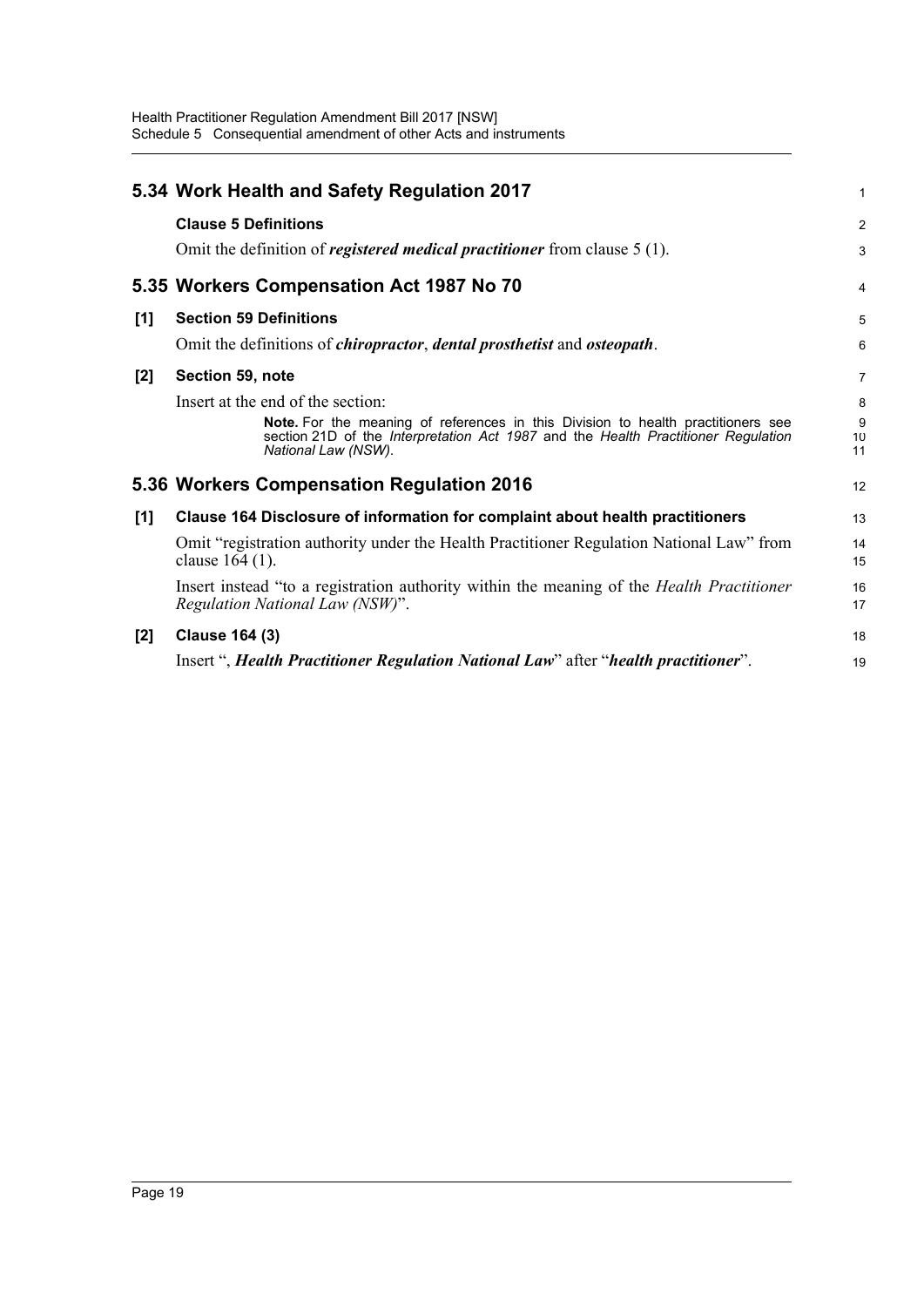## 5.34 Work Health and Safety Regulation 2017

**Clause 5 Definitions**

Omit the definition of ***registered medical practitioner*** from clause 5 (1).

## 5.35 Workers Compensation Act 1987 No 70

**[1] Section 59 Definitions**

Omit the definitions of ***chiropractor***, ***dental prosthetist*** and ***osteopath***.

**[2] Section 59, note**

Insert at the end of the section:

> **Note.** For the meaning of references in this Division to health practitioners see section 21D of the *Interpretation Act 1987* and the *Health Practitioner Regulation National Law (NSW)*.

## 5.36 Workers Compensation Regulation 2016

**[1] Clause 164 Disclosure of information for complaint about health practitioners**

Omit "registration authority under the Health Practitioner Regulation National Law" from clause 164 (1).

Insert instead "to a registration authority within the meaning of the *Health Practitioner Regulation National Law (NSW)*".

**[2] Clause 164 (3)**

Insert ", ***Health Practitioner Regulation National Law***" after "***health practitioner***".